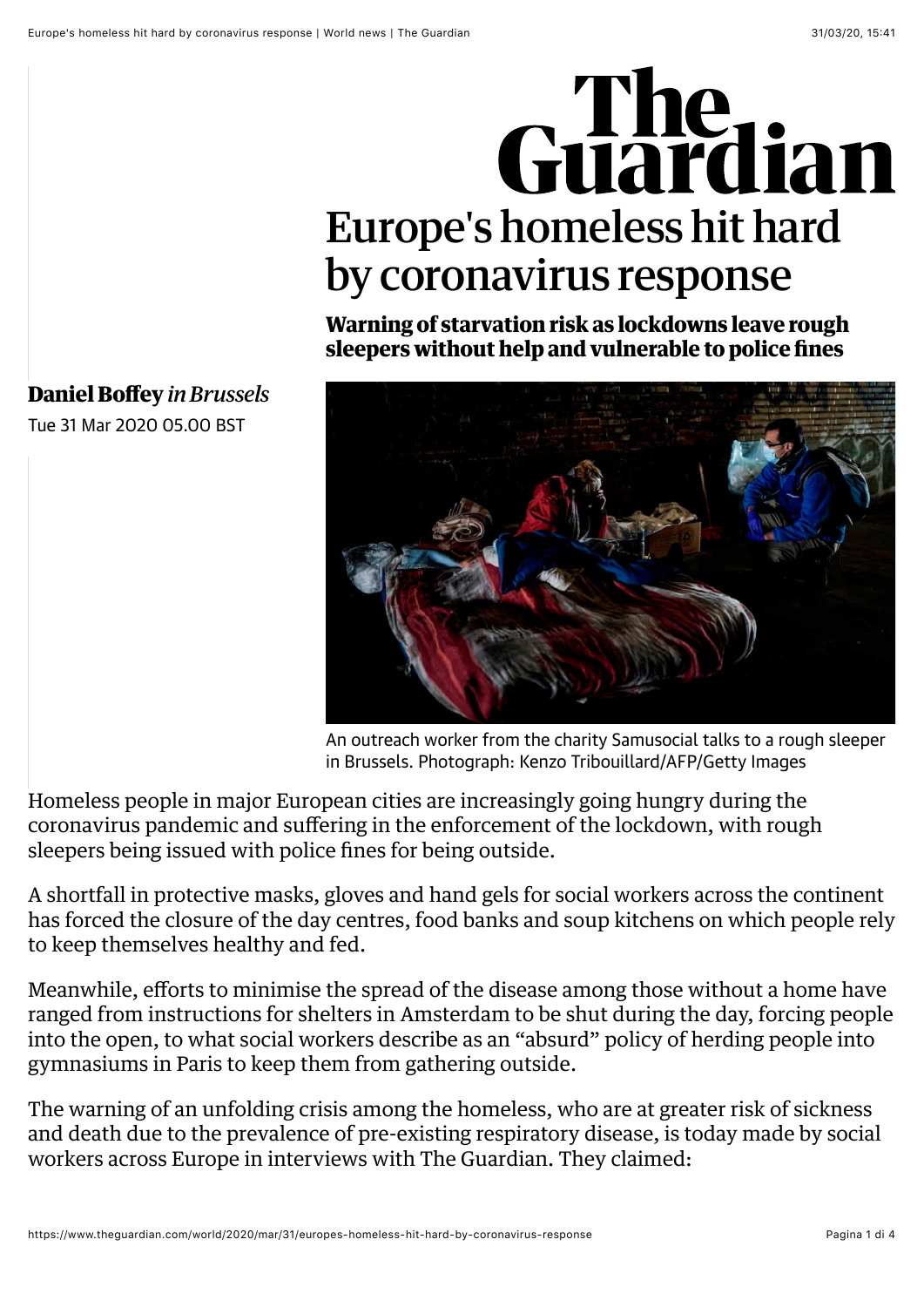# Europe's homeless hit hard by coronavirus response

**Warning of starvation risk as lockdowns leave rough sleepers without help and vulnerable to police fines**

**Daniel Boffey** *in Brussels*

Tue 31 Mar 2020 05.00 BST

An outreach worker from the charity Samusocial talks to a rough sleeper in Brussels. Photograph: Kenzo Tribouillard/AFP/Getty Images

Homeless people in major European cities are increasingly going hungry during the coronavirus pandemic and suffering in the enforcement of the lockdown, with rough sleepers being issued with police fines for being outside.

A shortfall in protective masks, gloves and hand gels for social workers across the continent has forced the closure of the day centres, food banks and soup kitchens on which people rely to keep themselves healthy and fed.

Meanwhile, efforts to minimise the spread of the disease among those without a home have ranged from instructions for shelters in Amsterdam to be shut during the day, forcing people into the open, to what social workers describe as an "absurd" policy of herding people into gymnasiums in Paris to keep them from gathering outside.

The warning of an unfolding crisis among the homeless, who are at greater risk of sickness and death due to the prevalence of pre-existing respiratory disease, is today made by social workers across Europe in interviews with The Guardian. They claimed: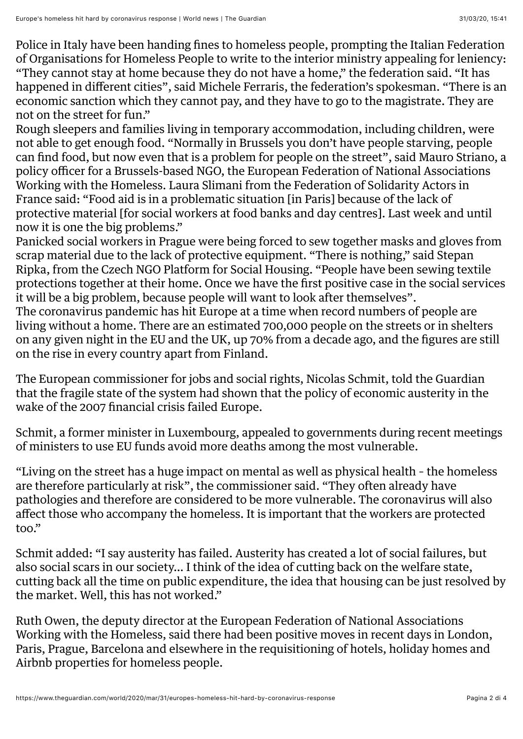Police in Italy have been handing fines to homeless people, prompting the Italian Federation of Organisations for Homeless People to write to the interior ministry appealing for leniency: "They cannot stay at home because they do not have a home," the federation said. "It has happened in different cities", said Michele Ferraris, the federation's spokesman. "There is an economic sanction which they cannot pay, and they have to go to the magistrate. They are not on the street for fun."

Rough sleepers and families living in temporary accommodation, including children, were not able to get enough food. "Normally in Brussels you don't have people starving, people can find food, but now even that is a problem for people on the street", said Mauro Striano, a policy officer for a Brussels-based NGO, the European Federation of National Associations Working with the Homeless. Laura Slimani from the Federation of Solidarity Actors in France said: "Food aid is in a problematic situation [in Paris] because of the lack of protective material [for social workers at food banks and day centres]. Last week and until now it is one the big problems."

Panicked social workers in Prague were being forced to sew together masks and gloves from scrap material due to the lack of protective equipment. "There is nothing," said Stepan Ripka, from the Czech NGO Platform for Social Housing. "People have been sewing textile protections together at their home. Once we have the first positive case in the social services it will be a big problem, because people will want to look after themselves".

The coronavirus pandemic has hit Europe at a time when record numbers of people are living without a home. There are an estimated 700,000 people on the streets or in shelters on any given night in the EU and the UK, up 70% from a decade ago, and the figures are still on the rise in every country apart from Finland.

The European commissioner for jobs and social rights, Nicolas Schmit, told the Guardian that the fragile state of the system had shown that the policy of economic austerity in the wake of the 2007 financial crisis failed Europe.

Schmit, a former minister in Luxembourg, appealed to governments during recent meetings of ministers to use EU funds avoid more deaths among the most vulnerable.

"Living on the street has a huge impact on mental as well as physical health - the homeless are therefore particularly at risk", the commissioner said. "They often already have pathologies and therefore are considered to be more vulnerable. The coronavirus will also affect those who accompany the homeless. It is important that the workers are protected too."

Schmit added: "I say austerity has failed. Austerity has created a lot of social failures, but also social scars in our society… I think of the idea of cutting back on the welfare state, cutting back all the time on public expenditure, the idea that housing can be just resolved by the market. Well, this has not worked."

Ruth Owen, the deputy director at the European Federation of National Associations Working with the Homeless, said there had been positive moves in recent days in London, Paris, Prague, Barcelona and elsewhere in the requisitioning of hotels, holiday homes and Airbnb properties for homeless people.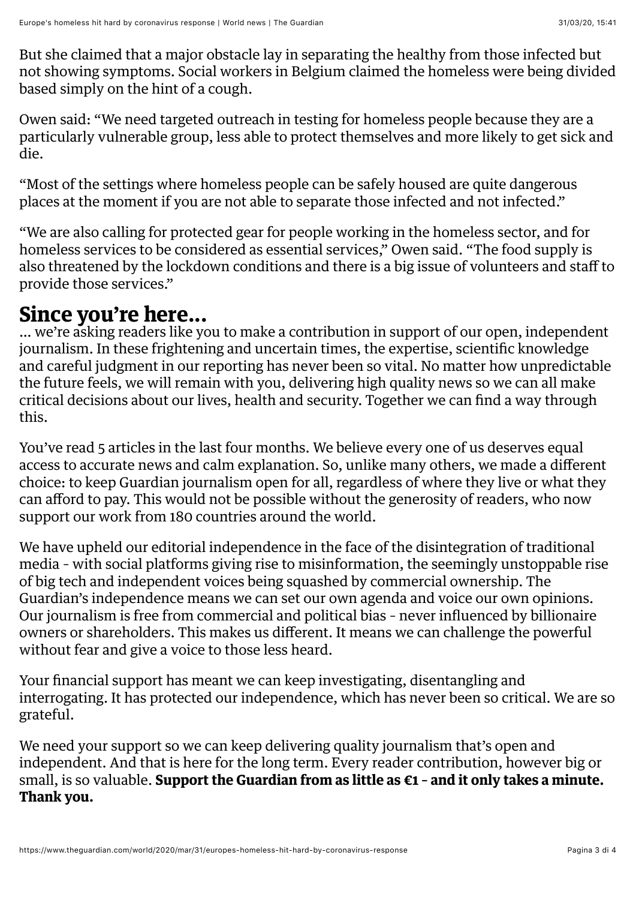But she claimed that a major obstacle lay in separating the healthy from those infected but not showing symptoms. Social workers in Belgium claimed the homeless were being divided based simply on the hint of a cough.

Owen said: "We need targeted outreach in testing for homeless people because they are a particularly vulnerable group, less able to protect themselves and more likely to get sick and die.

"Most of the settings where homeless people can be safely housed are quite dangerous places at the moment if you are not able to separate those infected and not infected."

"We are also calling for protected gear for people working in the homeless sector, and for homeless services to be considered as essential services," Owen said. "The food supply is also threatened by the lockdown conditions and there is a big issue of volunteers and staff to provide those services."

## Since you're here...

... we're asking readers like you to make a contribution in support of our open, independent journalism. In these frightening and uncertain times, the expertise, scientific knowledge and careful judgment in our reporting has never been so vital. No matter how unpredictable the future feels, we will remain with you, delivering high quality news so we can all make critical decisions about our lives, health and security. Together we can find a way through this.

You've read 5 articles in the last four months. We believe every one of us deserves equal access to accurate news and calm explanation. So, unlike many others, we made a different choice: to keep Guardian journalism open for all, regardless of where they live or what they can afford to pay. This would not be possible without the generosity of readers, who now support our work from 180 countries around the world.

We have upheld our editorial independence in the face of the disintegration of traditional media - with social platforms giving rise to misinformation, the seemingly unstoppable rise of big tech and independent voices being squashed by commercial ownership. The Guardian's independence means we can set our own agenda and voice our own opinions. Our journalism is free from commercial and political bias - never influenced by billionaire owners or shareholders. This makes us different. It means we can challenge the powerful without fear and give a voice to those less heard.

Your financial support has meant we can keep investigating, disentangling and interrogating. It has protected our independence, which has never been so critical. We are so grateful.

We need your support so we can keep delivering quality journalism that's open and independent. And that is here for the long term. Every reader contribution, however big or small, is so valuable. **Support the Guardian from as little as €1 - and it only takes a minute. Thank you.**